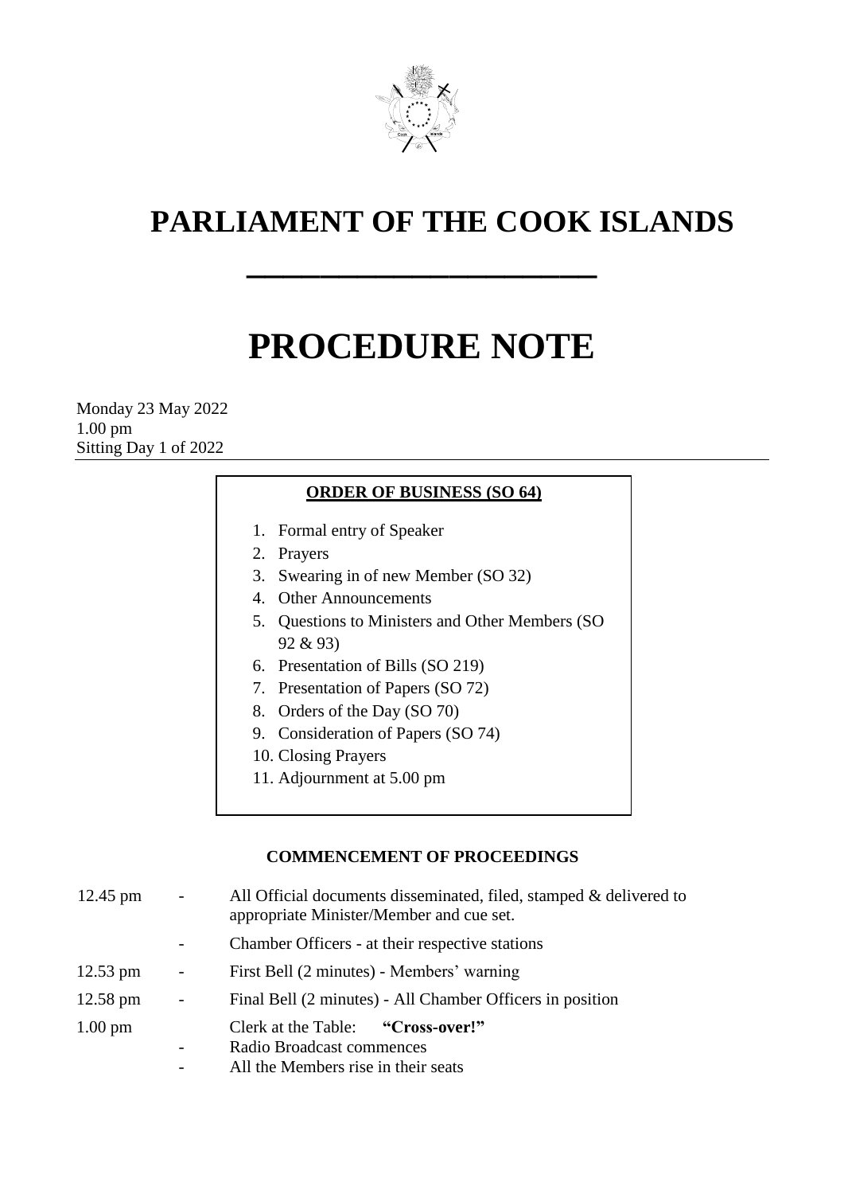# PARLIAMENT OF THE COOK ISLANDS

---

# PROCEDURE NOTE

Monday 23 May 2022
1.00 pm
Sitting Day 1 of 2022

---

**ORDER OF BUSINESS (SO 64)**

1. Formal entry of Speaker
2. Prayers
3. Swearing in of new Member (SO 32)
4. Other Announcements
5. Questions to Ministers and Other Members (SO 92 & 93)
6. Presentation of Bills (SO 219)
7. Presentation of Papers (SO 72)
8. Orders of the Day (SO 70)
9. Consideration of Papers (SO 74)
10. Closing Prayers
11. Adjournment at 5.00 pm

**COMMENCEMENT OF PROCEEDINGS**

| | | |
|---|---|---|
| 12.45 pm | - | All Official documents disseminated, filed, stamped & delivered to appropriate Minister/Member and cue set. |
| | - | Chamber Officers - at their respective stations |
| 12.53 pm | - | First Bell (2 minutes) - Members' warning |
| 12.58 pm | - | Final Bell (2 minutes) - All Chamber Officers in position |
| 1.00 pm | | Clerk at the Table: **"Cross-over!"** |
| | - | Radio Broadcast commences |
| | - | All the Members rise in their seats |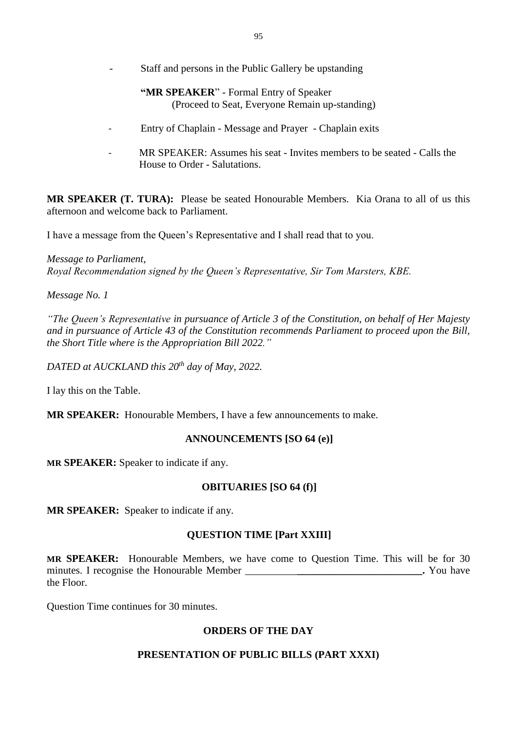- Staff and persons in the Public Gallery be upstanding

  **"MR SPEAKER**" - Formal Entry of Speaker
  (Proceed to Seat, Everyone Remain up-standing)

- Entry of Chaplain - Message and Prayer - Chaplain exits

- MR SPEAKER: Assumes his seat - Invites members to be seated - Calls the House to Order - Salutations.

**MR SPEAKER (T. TURA):** Please be seated Honourable Members. Kia Orana to all of us this afternoon and welcome back to Parliament.

I have a message from the Queen's Representative and I shall read that to you.

*Message to Parliament,*
*Royal Recommendation signed by the Queen's Representative, Sir Tom Marsters, KBE.*

*Message No. 1*

*"The Queen's Representative in pursuance of Article 3 of the Constitution, on behalf of Her Majesty and in pursuance of Article 43 of the Constitution recommends Parliament to proceed upon the Bill, the Short Title where is the Appropriation Bill 2022."*

*DATED at AUCKLAND this 20th day of May, 2022.*

I lay this on the Table.

**MR SPEAKER:** Honourable Members, I have a few announcements to make.

## ANNOUNCEMENTS [SO 64 (e)]

**MR SPEAKER:** Speaker to indicate if any.

## OBITUARIES [SO 64 (f)]

**MR SPEAKER:** Speaker to indicate if any.

## QUESTION TIME [Part XXIII]

**MR SPEAKER:** Honourable Members, we have come to Question Time. This will be for 30 minutes. I recognise the Honourable Member ___________________________________. You have the Floor.

Question Time continues for 30 minutes.

## ORDERS OF THE DAY

## PRESENTATION OF PUBLIC BILLS (PART XXXI)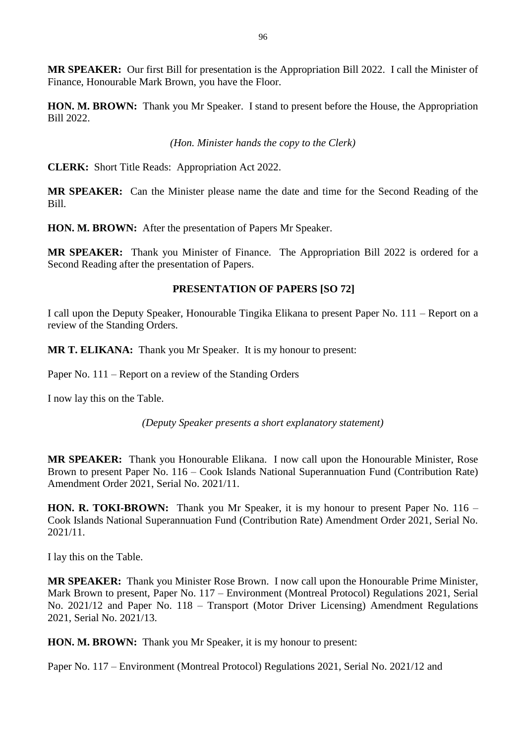**MR SPEAKER:** Our first Bill for presentation is the Appropriation Bill 2022. I call the Minister of Finance, Honourable Mark Brown, you have the Floor.

**HON. M. BROWN:** Thank you Mr Speaker. I stand to present before the House, the Appropriation Bill 2022.

*(Hon. Minister hands the copy to the Clerk)*

**CLERK:** Short Title Reads: Appropriation Act 2022.

**MR SPEAKER:** Can the Minister please name the date and time for the Second Reading of the Bill.

**HON. M. BROWN:** After the presentation of Papers Mr Speaker.

**MR SPEAKER:** Thank you Minister of Finance. The Appropriation Bill 2022 is ordered for a Second Reading after the presentation of Papers.

## PRESENTATION OF PAPERS [SO 72]

I call upon the Deputy Speaker, Honourable Tingika Elikana to present Paper No. 111 – Report on a review of the Standing Orders.

**MR T. ELIKANA:** Thank you Mr Speaker. It is my honour to present:

Paper No. 111 – Report on a review of the Standing Orders

I now lay this on the Table.

*(Deputy Speaker presents a short explanatory statement)*

**MR SPEAKER:** Thank you Honourable Elikana. I now call upon the Honourable Minister, Rose Brown to present Paper No. 116 – Cook Islands National Superannuation Fund (Contribution Rate) Amendment Order 2021, Serial No. 2021/11.

**HON. R. TOKI-BROWN:** Thank you Mr Speaker, it is my honour to present Paper No. 116 – Cook Islands National Superannuation Fund (Contribution Rate) Amendment Order 2021, Serial No. 2021/11.

I lay this on the Table.

**MR SPEAKER:** Thank you Minister Rose Brown. I now call upon the Honourable Prime Minister, Mark Brown to present, Paper No. 117 – Environment (Montreal Protocol) Regulations 2021, Serial No. 2021/12 and Paper No. 118 – Transport (Motor Driver Licensing) Amendment Regulations 2021, Serial No. 2021/13.

**HON. M. BROWN:** Thank you Mr Speaker, it is my honour to present:

Paper No. 117 – Environment (Montreal Protocol) Regulations 2021, Serial No. 2021/12 and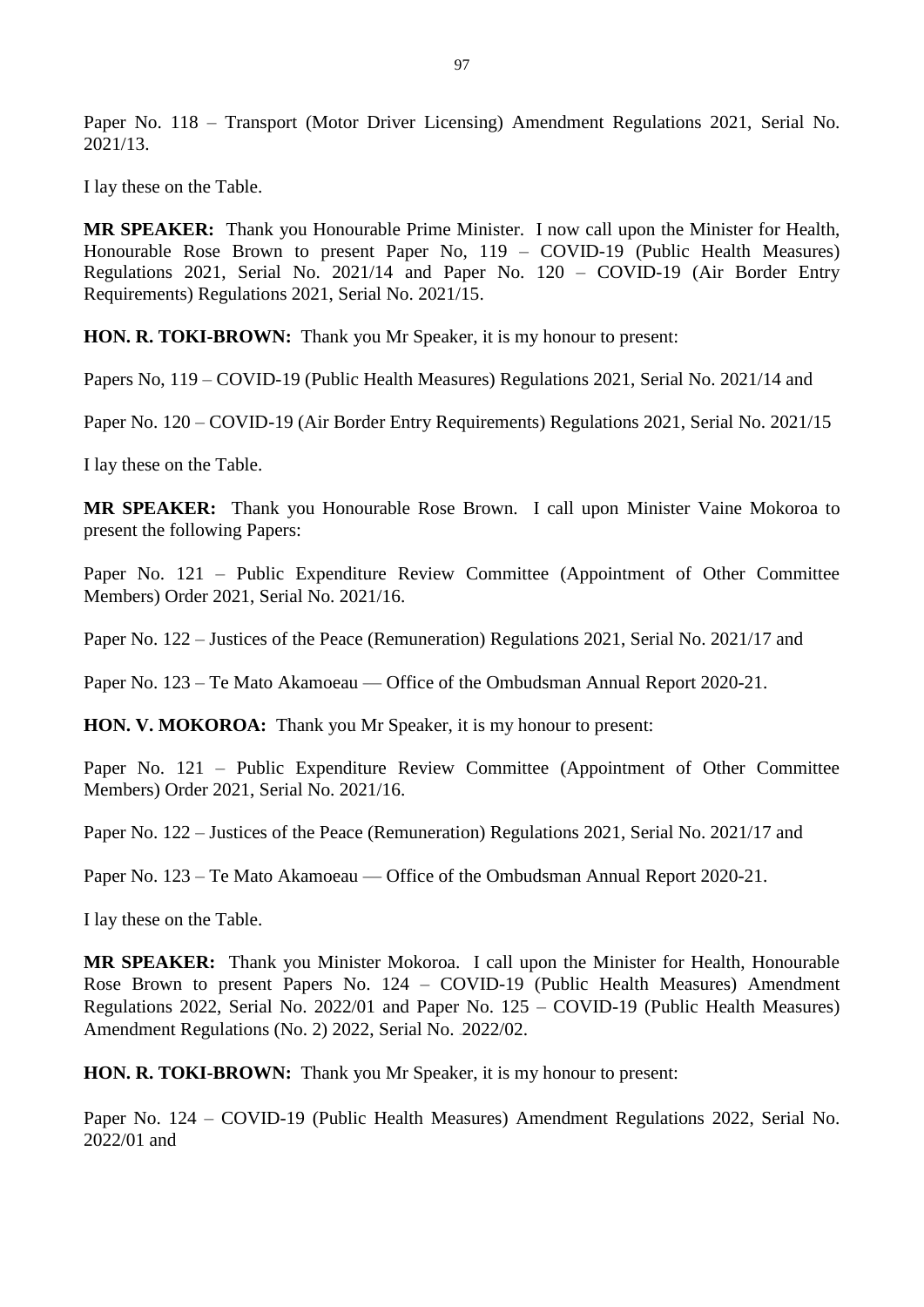Paper No. 118 – Transport (Motor Driver Licensing) Amendment Regulations 2021, Serial No. 2021/13.

I lay these on the Table.

**MR SPEAKER:** Thank you Honourable Prime Minister. I now call upon the Minister for Health, Honourable Rose Brown to present Paper No, 119 – COVID-19 (Public Health Measures) Regulations 2021, Serial No. 2021/14 and Paper No. 120 – COVID-19 (Air Border Entry Requirements) Regulations 2021, Serial No. 2021/15.

**HON. R. TOKI-BROWN:** Thank you Mr Speaker, it is my honour to present:

Papers No, 119 – COVID-19 (Public Health Measures) Regulations 2021, Serial No. 2021/14 and

Paper No. 120 – COVID-19 (Air Border Entry Requirements) Regulations 2021, Serial No. 2021/15

I lay these on the Table.

**MR SPEAKER:** Thank you Honourable Rose Brown. I call upon Minister Vaine Mokoroa to present the following Papers:

Paper No. 121 – Public Expenditure Review Committee (Appointment of Other Committee Members) Order 2021, Serial No. 2021/16.

Paper No. 122 – Justices of the Peace (Remuneration) Regulations 2021, Serial No. 2021/17 and

Paper No. 123 – Te Mato Akamoeau — Office of the Ombudsman Annual Report 2020-21.

**HON. V. MOKOROA:** Thank you Mr Speaker, it is my honour to present:

Paper No. 121 – Public Expenditure Review Committee (Appointment of Other Committee Members) Order 2021, Serial No. 2021/16.

Paper No. 122 – Justices of the Peace (Remuneration) Regulations 2021, Serial No. 2021/17 and

Paper No. 123 – Te Mato Akamoeau — Office of the Ombudsman Annual Report 2020-21.

I lay these on the Table.

**MR SPEAKER:** Thank you Minister Mokoroa. I call upon the Minister for Health, Honourable Rose Brown to present Papers No. 124 – COVID-19 (Public Health Measures) Amendment Regulations 2022, Serial No. 2022/01 and Paper No. 125 – COVID-19 (Public Health Measures) Amendment Regulations (No. 2) 2022, Serial No. 2022/02.

**HON. R. TOKI-BROWN:** Thank you Mr Speaker, it is my honour to present:

Paper No. 124 – COVID-19 (Public Health Measures) Amendment Regulations 2022, Serial No. 2022/01 and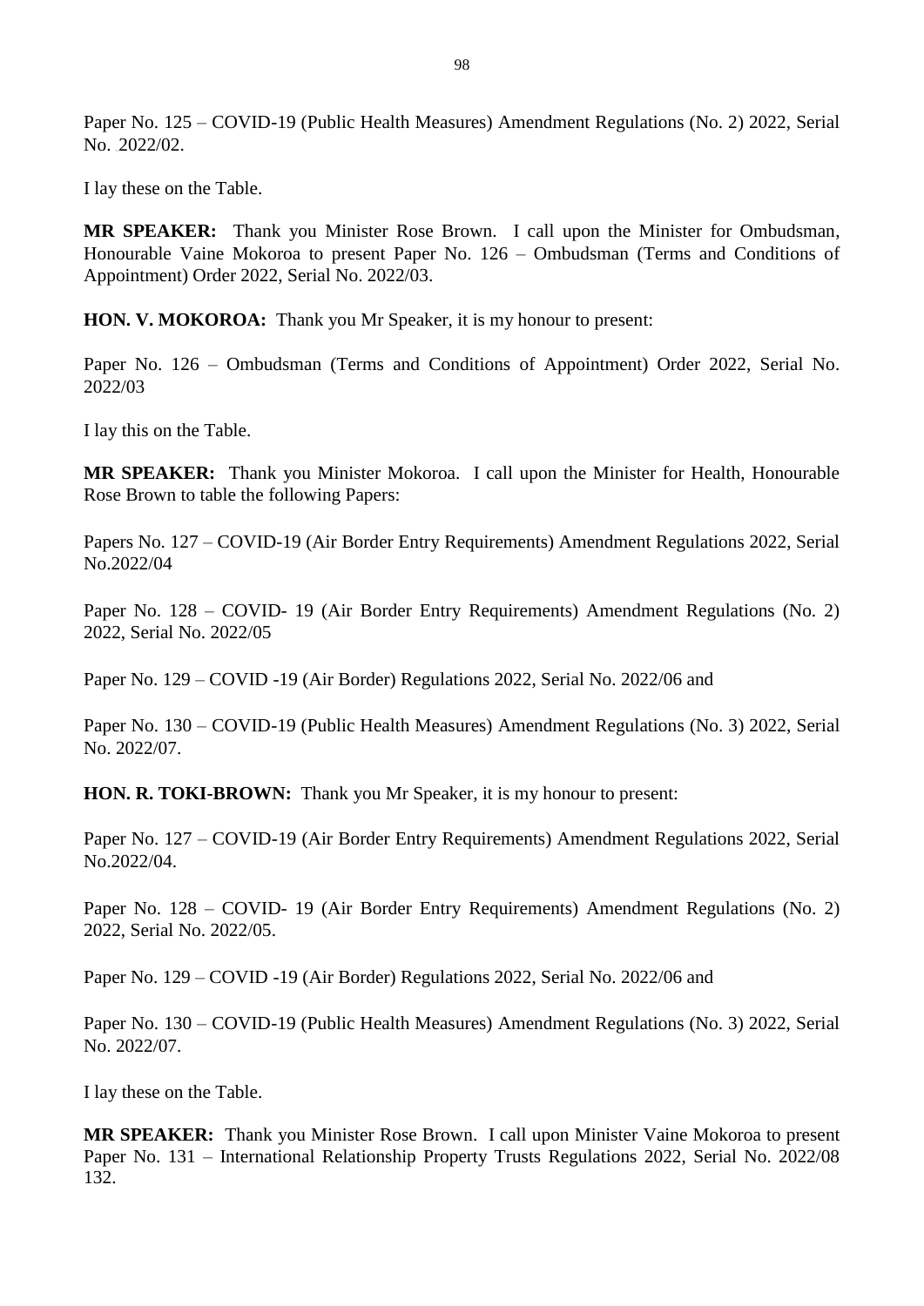Paper No. 125 – COVID-19 (Public Health Measures) Amendment Regulations (No. 2) 2022, Serial No. 2022/02.

I lay these on the Table.

**MR SPEAKER:** Thank you Minister Rose Brown. I call upon the Minister for Ombudsman, Honourable Vaine Mokoroa to present Paper No. 126 – Ombudsman (Terms and Conditions of Appointment) Order 2022, Serial No. 2022/03.

**HON. V. MOKOROA:** Thank you Mr Speaker, it is my honour to present:

Paper No. 126 – Ombudsman (Terms and Conditions of Appointment) Order 2022, Serial No. 2022/03

I lay this on the Table.

**MR SPEAKER:** Thank you Minister Mokoroa. I call upon the Minister for Health, Honourable Rose Brown to table the following Papers:

Papers No. 127 – COVID-19 (Air Border Entry Requirements) Amendment Regulations 2022, Serial No.2022/04

Paper No. 128 – COVID- 19 (Air Border Entry Requirements) Amendment Regulations (No. 2) 2022, Serial No. 2022/05

Paper No. 129 – COVID -19 (Air Border) Regulations 2022, Serial No. 2022/06 and

Paper No. 130 – COVID-19 (Public Health Measures) Amendment Regulations (No. 3) 2022, Serial No. 2022/07.

**HON. R. TOKI-BROWN:** Thank you Mr Speaker, it is my honour to present:

Paper No. 127 – COVID-19 (Air Border Entry Requirements) Amendment Regulations 2022, Serial No.2022/04.

Paper No. 128 – COVID- 19 (Air Border Entry Requirements) Amendment Regulations (No. 2) 2022, Serial No. 2022/05.

Paper No. 129 – COVID -19 (Air Border) Regulations 2022, Serial No. 2022/06 and

Paper No. 130 – COVID-19 (Public Health Measures) Amendment Regulations (No. 3) 2022, Serial No. 2022/07.

I lay these on the Table.

**MR SPEAKER:** Thank you Minister Rose Brown. I call upon Minister Vaine Mokoroa to present Paper No. 131 – International Relationship Property Trusts Regulations 2022, Serial No. 2022/08 132.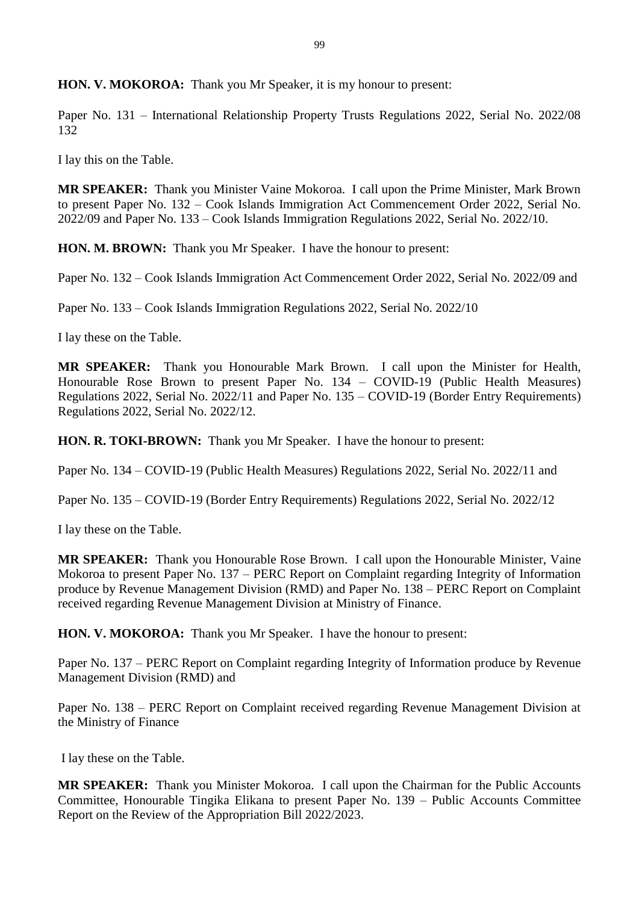**HON. V. MOKOROA:** Thank you Mr Speaker, it is my honour to present:

Paper No. 131 – International Relationship Property Trusts Regulations 2022, Serial No. 2022/08 132

I lay this on the Table.

**MR SPEAKER:** Thank you Minister Vaine Mokoroa. I call upon the Prime Minister, Mark Brown to present Paper No. 132 – Cook Islands Immigration Act Commencement Order 2022, Serial No. 2022/09 and Paper No. 133 – Cook Islands Immigration Regulations 2022, Serial No. 2022/10.

**HON. M. BROWN:** Thank you Mr Speaker. I have the honour to present:

Paper No. 132 – Cook Islands Immigration Act Commencement Order 2022, Serial No. 2022/09 and

Paper No. 133 – Cook Islands Immigration Regulations 2022, Serial No. 2022/10

I lay these on the Table.

**MR SPEAKER:** Thank you Honourable Mark Brown. I call upon the Minister for Health, Honourable Rose Brown to present Paper No. 134 – COVID-19 (Public Health Measures) Regulations 2022, Serial No. 2022/11 and Paper No. 135 – COVID-19 (Border Entry Requirements) Regulations 2022, Serial No. 2022/12.

**HON. R. TOKI-BROWN:** Thank you Mr Speaker. I have the honour to present:

Paper No. 134 – COVID-19 (Public Health Measures) Regulations 2022, Serial No. 2022/11 and

Paper No. 135 – COVID-19 (Border Entry Requirements) Regulations 2022, Serial No. 2022/12

I lay these on the Table.

**MR SPEAKER:** Thank you Honourable Rose Brown. I call upon the Honourable Minister, Vaine Mokoroa to present Paper No. 137 – PERC Report on Complaint regarding Integrity of Information produce by Revenue Management Division (RMD) and Paper No. 138 – PERC Report on Complaint received regarding Revenue Management Division at Ministry of Finance.

**HON. V. MOKOROA:** Thank you Mr Speaker. I have the honour to present:

Paper No. 137 – PERC Report on Complaint regarding Integrity of Information produce by Revenue Management Division (RMD) and

Paper No. 138 – PERC Report on Complaint received regarding Revenue Management Division at the Ministry of Finance

I lay these on the Table.

**MR SPEAKER:** Thank you Minister Mokoroa. I call upon the Chairman for the Public Accounts Committee, Honourable Tingika Elikana to present Paper No. 139 – Public Accounts Committee Report on the Review of the Appropriation Bill 2022/2023.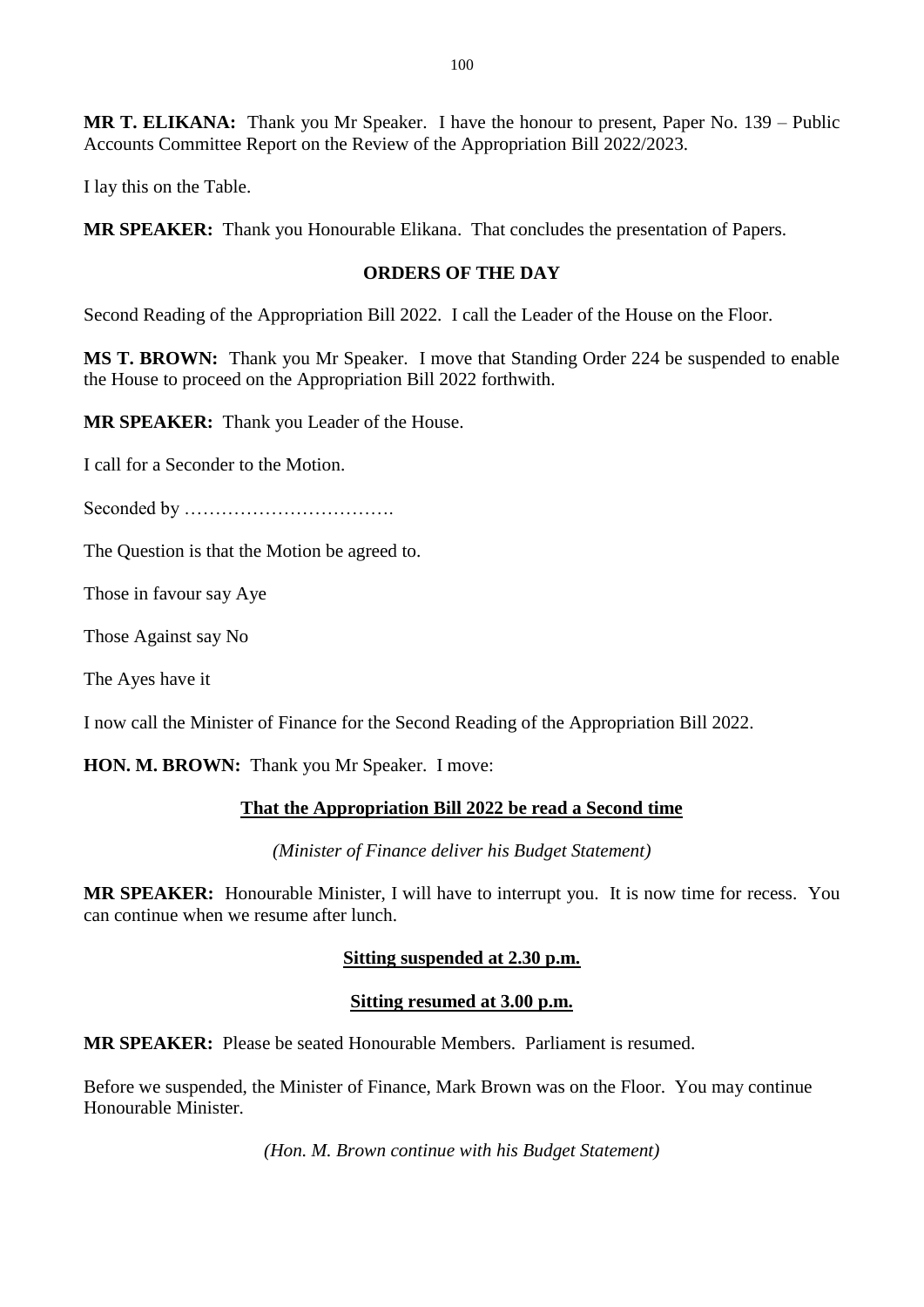**MR T. ELIKANA:** Thank you Mr Speaker. I have the honour to present, Paper No. 139 – Public Accounts Committee Report on the Review of the Appropriation Bill 2022/2023.

I lay this on the Table.

**MR SPEAKER:** Thank you Honourable Elikana. That concludes the presentation of Papers.

**ORDERS OF THE DAY**

Second Reading of the Appropriation Bill 2022. I call the Leader of the House on the Floor.

**MS T. BROWN:** Thank you Mr Speaker. I move that Standing Order 224 be suspended to enable the House to proceed on the Appropriation Bill 2022 forthwith.

**MR SPEAKER:** Thank you Leader of the House.

I call for a Seconder to the Motion.

Seconded by …………………………….

The Question is that the Motion be agreed to.

Those in favour say Aye

Those Against say No

The Ayes have it

I now call the Minister of Finance for the Second Reading of the Appropriation Bill 2022.

**HON. M. BROWN:** Thank you Mr Speaker. I move:

**That the Appropriation Bill 2022 be read a Second time**

*(Minister of Finance deliver his Budget Statement)*

**MR SPEAKER:** Honourable Minister, I will have to interrupt you. It is now time for recess. You can continue when we resume after lunch.

**Sitting suspended at 2.30 p.m.**

**Sitting resumed at 3.00 p.m.**

**MR SPEAKER:** Please be seated Honourable Members. Parliament is resumed.

Before we suspended, the Minister of Finance, Mark Brown was on the Floor. You may continue Honourable Minister.

*(Hon. M. Brown continue with his Budget Statement)*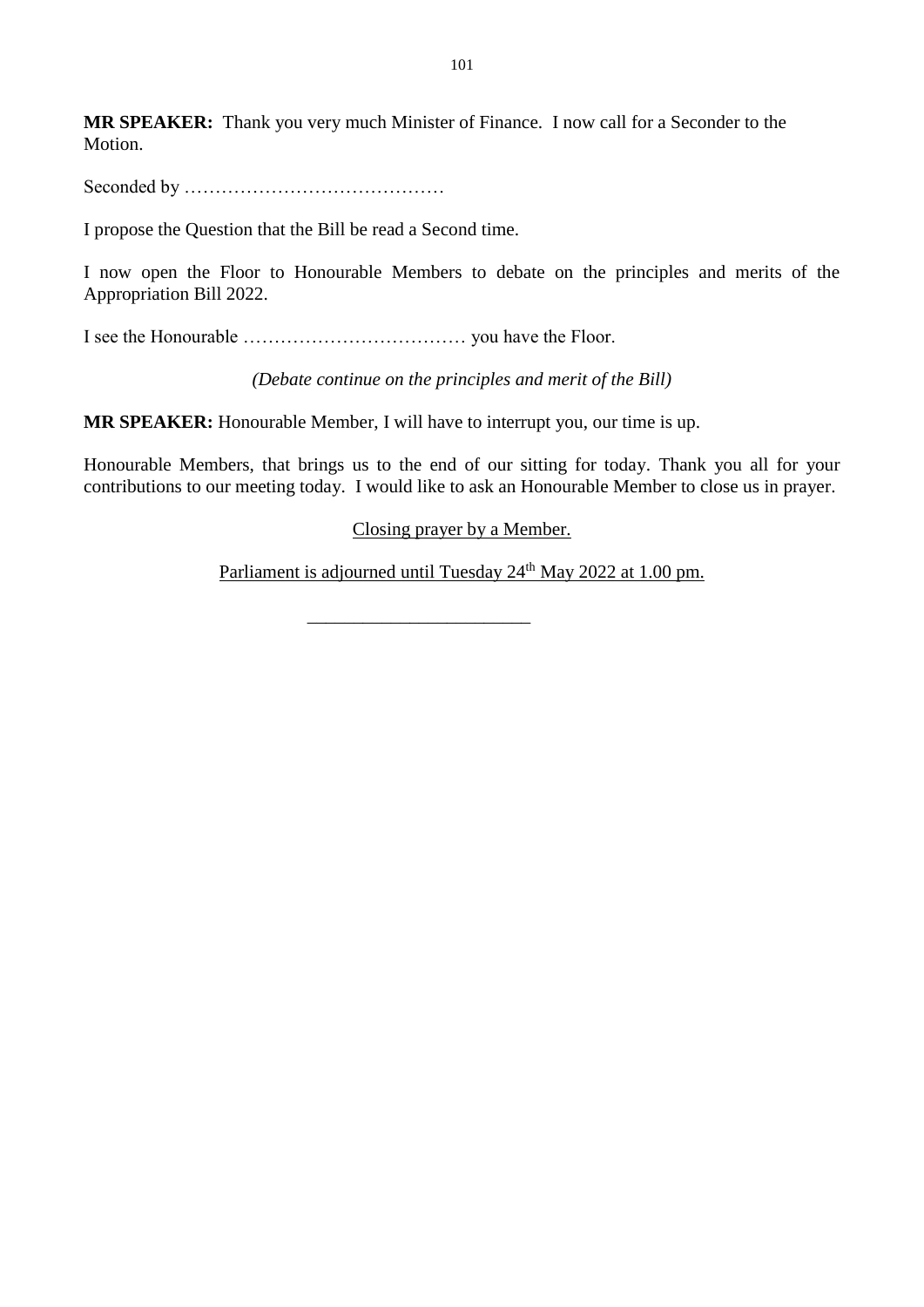**MR SPEAKER:** Thank you very much Minister of Finance. I now call for a Seconder to the Motion.

Seconded by ……………………………………

I propose the Question that the Bill be read a Second time.

I now open the Floor to Honourable Members to debate on the principles and merits of the Appropriation Bill 2022.

I see the Honourable ……………………………… you have the Floor.

*(Debate continue on the principles and merit of the Bill)*

**MR SPEAKER:** Honourable Member, I will have to interrupt you, our time is up.

Honourable Members, that brings us to the end of our sitting for today. Thank you all for your contributions to our meeting today. I would like to ask an Honourable Member to close us in prayer.

Closing prayer by a Member.

Parliament is adjourned until Tuesday 24th May 2022 at 1.00 pm.

\_\_\_\_\_\_\_\_\_\_\_\_\_\_\_\_\_\_\_\_\_\_\_\_